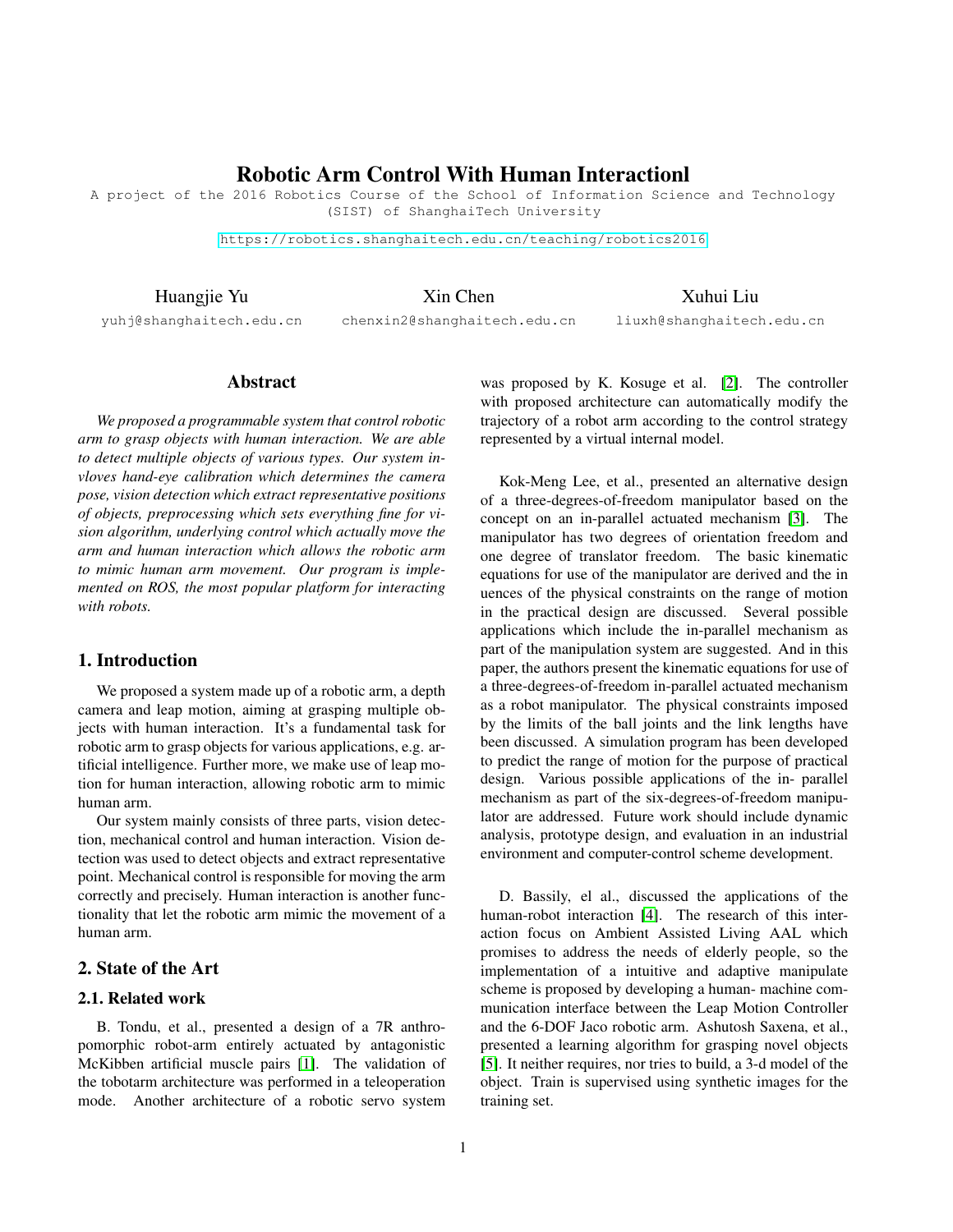# Robotic Arm Control With Human Interactionl

A project of the 2016 Robotics Course of the School of Information Science and Technology (SIST) of ShanghaiTech University

https://robotics.shanghaitech.edu.cn/teaching/robotics2016

Huangjie Yu
yuhj@shanghaitech.edu.cn

Xin Chen
chenxin2@shanghaitech.edu.cn

Xuhui Liu
liuxh@shanghaitech.edu.cn

## Abstract

*We proposed a programmable system that control robotic arm to grasp objects with human interaction. We are able to detect multiple objects of various types. Our system invloves hand-eye calibration which determines the camera pose, vision detection which extract representative positions of objects, preprocessing which sets everything fine for vision algorithm, underlying control which actually move the arm and human interaction which allows the robotic arm to mimic human arm movement. Our program is implemented on ROS, the most popular platform for interacting with robots.*

## 1. Introduction

We proposed a system made up of a robotic arm, a depth camera and leap motion, aiming at grasping multiple objects with human interaction. It's a fundamental task for robotic arm to grasp objects for various applications, e.g. artificial intelligence. Further more, we make use of leap motion for human interaction, allowing robotic arm to mimic human arm.

Our system mainly consists of three parts, vision detection, mechanical control and human interaction. Vision detection was used to detect objects and extract representative point. Mechanical control is responsible for moving the arm correctly and precisely. Human interaction is another functionality that let the robotic arm mimic the movement of a human arm.

## 2. State of the Art

### 2.1. Related work

B. Tondu, et al., presented a design of a 7R anthropomorphic robot-arm entirely actuated by antagonistic McKibben artificial muscle pairs [1]. The validation of the tobotarm architecture was performed in a teleoperation mode. Another architecture of a robotic servo system was proposed by K. Kosuge et al. [2]. The controller with proposed architecture can automatically modify the trajectory of a robot arm according to the control strategy represented by a virtual internal model.

Kok-Meng Lee, et al., presented an alternative design of a three-degrees-of-freedom manipulator based on the concept on an in-parallel actuated mechanism [3]. The manipulator has two degrees of orientation freedom and one degree of translator freedom. The basic kinematic equations for use of the manipulator are derived and the in uences of the physical constraints on the range of motion in the practical design are discussed. Several possible applications which include the in-parallel mechanism as part of the manipulation system are suggested. And in this paper, the authors present the kinematic equations for use of a three-degrees-of-freedom in-parallel actuated mechanism as a robot manipulator. The physical constraints imposed by the limits of the ball joints and the link lengths have been discussed. A simulation program has been developed to predict the range of motion for the purpose of practical design. Various possible applications of the in- parallel mechanism as part of the six-degrees-of-freedom manipulator are addressed. Future work should include dynamic analysis, prototype design, and evaluation in an industrial environment and computer-control scheme development.

D. Bassily, el al., discussed the applications of the human-robot interaction [4]. The research of this interaction focus on Ambient Assisted Living AAL which promises to address the needs of elderly people, so the implementation of a intuitive and adaptive manipulate scheme is proposed by developing a human- machine communication interface between the Leap Motion Controller and the 6-DOF Jaco robotic arm. Ashutosh Saxena, et al., presented a learning algorithm for grasping novel objects [5]. It neither requires, nor tries to build, a 3-d model of the object. Train is supervised using synthetic images for the training set.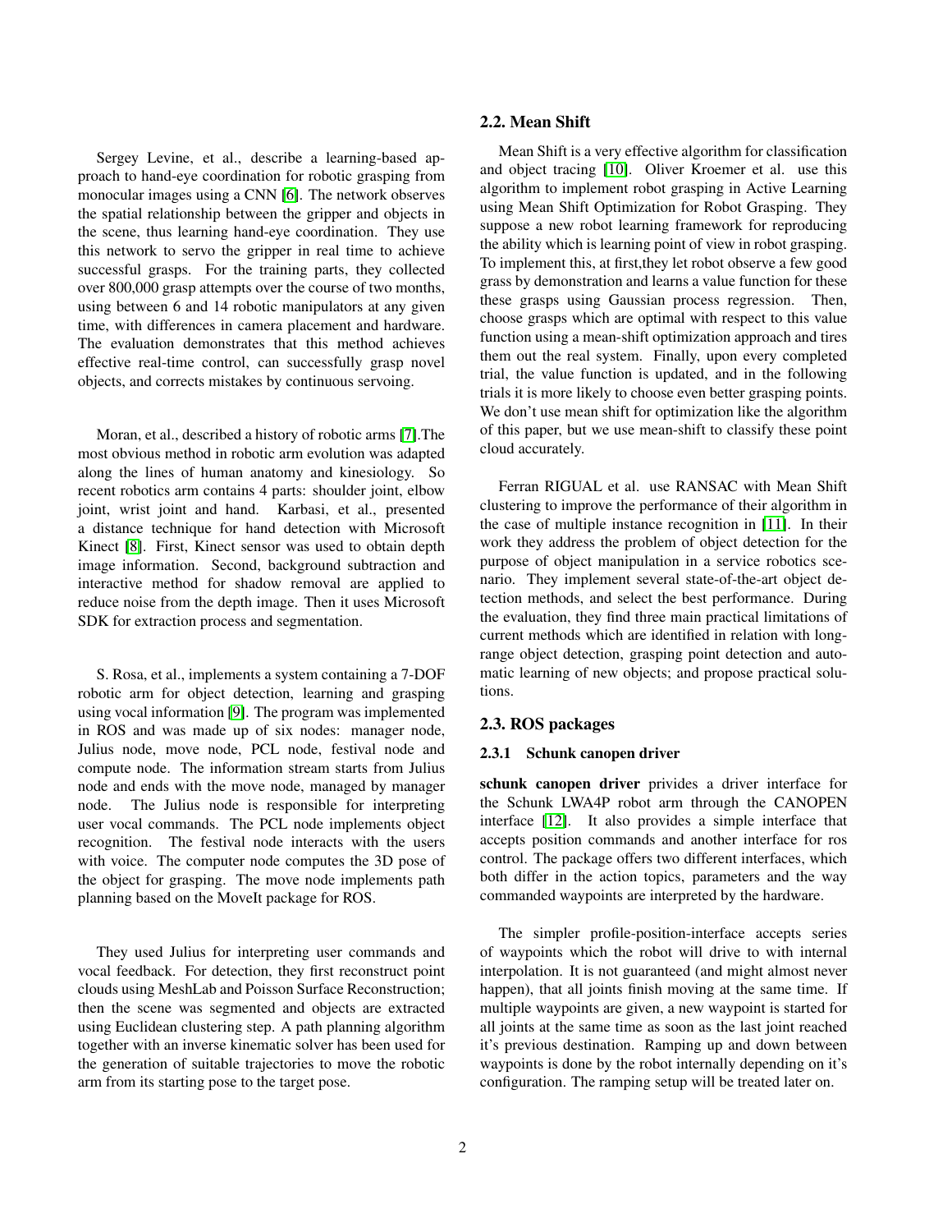Sergey Levine, et al., describe a learning-based approach to hand-eye coordination for robotic grasping from monocular images using a CNN [6]. The network observes the spatial relationship between the gripper and objects in the scene, thus learning hand-eye coordination. They use this network to servo the gripper in real time to achieve successful grasps. For the training parts, they collected over 800,000 grasp attempts over the course of two months, using between 6 and 14 robotic manipulators at any given time, with differences in camera placement and hardware. The evaluation demonstrates that this method achieves effective real-time control, can successfully grasp novel objects, and corrects mistakes by continuous servoing.

Moran, et al., described a history of robotic arms [7].The most obvious method in robotic arm evolution was adapted along the lines of human anatomy and kinesiology. So recent robotics arm contains 4 parts: shoulder joint, elbow joint, wrist joint and hand. Karbasi, et al., presented a distance technique for hand detection with Microsoft Kinect [8]. First, Kinect sensor was used to obtain depth image information. Second, background subtraction and interactive method for shadow removal are applied to reduce noise from the depth image. Then it uses Microsoft SDK for extraction process and segmentation.

S. Rosa, et al., implements a system containing a 7-DOF robotic arm for object detection, learning and grasping using vocal information [9]. The program was implemented in ROS and was made up of six nodes: manager node, Julius node, move node, PCL node, festival node and compute node. The information stream starts from Julius node and ends with the move node, managed by manager node. The Julius node is responsible for interpreting user vocal commands. The PCL node implements object recognition. The festival node interacts with the users with voice. The computer node computes the 3D pose of the object for grasping. The move node implements path planning based on the MoveIt package for ROS.

They used Julius for interpreting user commands and vocal feedback. For detection, they first reconstruct point clouds using MeshLab and Poisson Surface Reconstruction; then the scene was segmented and objects are extracted using Euclidean clustering step. A path planning algorithm together with an inverse kinematic solver has been used for the generation of suitable trajectories to move the robotic arm from its starting pose to the target pose.

## 2.2. Mean Shift

Mean Shift is a very effective algorithm for classification and object tracing [10]. Oliver Kroemer et al. use this algorithm to implement robot grasping in Active Learning using Mean Shift Optimization for Robot Grasping. They suppose a new robot learning framework for reproducing the ability which is learning point of view in robot grasping. To implement this, at first,they let robot observe a few good grass by demonstration and learns a value function for these these grasps using Gaussian process regression. Then, choose grasps which are optimal with respect to this value function using a mean-shift optimization approach and tires them out the real system. Finally, upon every completed trial, the value function is updated, and in the following trials it is more likely to choose even better grasping points. We don't use mean shift for optimization like the algorithm of this paper, but we use mean-shift to classify these point cloud accurately.

Ferran RIGUAL et al. use RANSAC with Mean Shift clustering to improve the performance of their algorithm in the case of multiple instance recognition in [11]. In their work they address the problem of object detection for the purpose of object manipulation in a service robotics scenario. They implement several state-of-the-art object detection methods, and select the best performance. During the evaluation, they find three main practical limitations of current methods which are identified in relation with long-range object detection, grasping point detection and automatic learning of new objects; and propose practical solutions.

## 2.3. ROS packages

### 2.3.1 Schunk canopen driver

**schunk canopen driver** privides a driver interface for the Schunk LWA4P robot arm through the CANOPEN interface [12]. It also provides a simple interface that accepts position commands and another interface for ros control. The package offers two different interfaces, which both differ in the action topics, parameters and the way commanded waypoints are interpreted by the hardware.

The simpler profile-position-interface accepts series of waypoints which the robot will drive to with internal interpolation. It is not guaranteed (and might almost never happen), that all joints finish moving at the same time. If multiple waypoints are given, a new waypoint is started for all joints at the same time as soon as the last joint reached it's previous destination. Ramping up and down between waypoints is done by the robot internally depending on it's configuration. The ramping setup will be treated later on.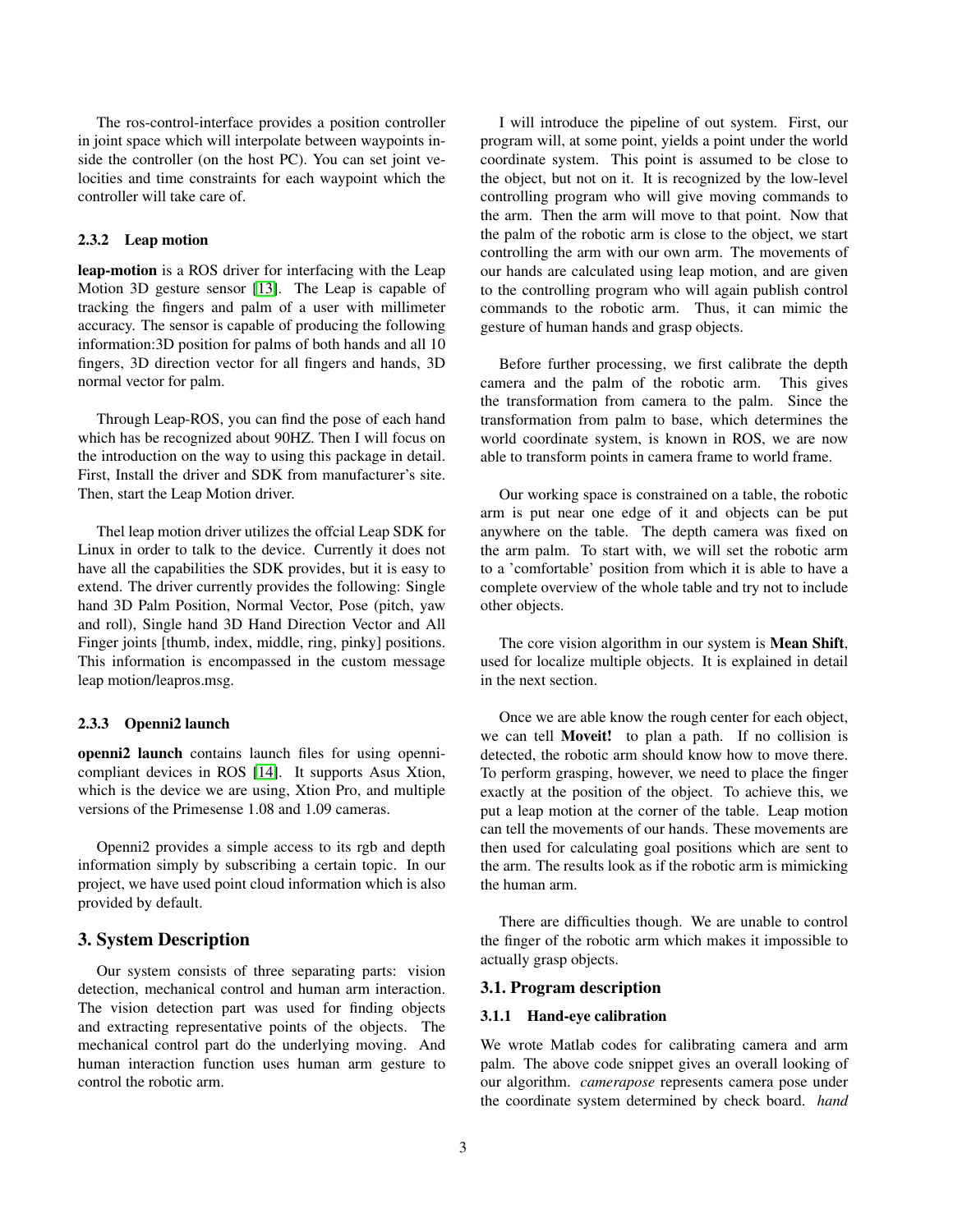The ros-control-interface provides a position controller in joint space which will interpolate between waypoints inside the controller (on the host PC). You can set joint velocities and time constraints for each waypoint which the controller will take care of.

### 2.3.2 Leap motion

**leap-motion** is a ROS driver for interfacing with the Leap Motion 3D gesture sensor [13]. The Leap is capable of tracking the fingers and palm of a user with millimeter accuracy. The sensor is capable of producing the following information:3D position for palms of both hands and all 10 fingers, 3D direction vector for all fingers and hands, 3D normal vector for palm.

Through Leap-ROS, you can find the pose of each hand which has be recognized about 90HZ. Then I will focus on the introduction on the way to using this package in detail. First, Install the driver and SDK from manufacturer's site. Then, start the Leap Motion driver.

Thel leap motion driver utilizes the offcial Leap SDK for Linux in order to talk to the device. Currently it does not have all the capabilities the SDK provides, but it is easy to extend. The driver currently provides the following: Single hand 3D Palm Position, Normal Vector, Pose (pitch, yaw and roll), Single hand 3D Hand Direction Vector and All Finger joints [thumb, index, middle, ring, pinky] positions. This information is encompassed in the custom message leap motion/leapros.msg.

### 2.3.3 Openni2 launch

**openni2 launch** contains launch files for using openni-compliant devices in ROS [14]. It supports Asus Xtion, which is the device we are using, Xtion Pro, and multiple versions of the Primesense 1.08 and 1.09 cameras.

Openni2 provides a simple access to its rgb and depth information simply by subscribing a certain topic. In our project, we have used point cloud information which is also provided by default.

## 3. System Description

Our system consists of three separating parts: vision detection, mechanical control and human arm interaction. The vision detection part was used for finding objects and extracting representative points of the objects. The mechanical control part do the underlying moving. And human interaction function uses human arm gesture to control the robotic arm.

I will introduce the pipeline of out system. First, our program will, at some point, yields a point under the world coordinate system. This point is assumed to be close to the object, but not on it. It is recognized by the low-level controlling program who will give moving commands to the arm. Then the arm will move to that point. Now that the palm of the robotic arm is close to the object, we start controlling the arm with our own arm. The movements of our hands are calculated using leap motion, and are given to the controlling program who will again publish control commands to the robotic arm. Thus, it can mimic the gesture of human hands and grasp objects.

Before further processing, we first calibrate the depth camera and the palm of the robotic arm. This gives the transformation from camera to the palm. Since the transformation from palm to base, which determines the world coordinate system, is known in ROS, we are now able to transform points in camera frame to world frame.

Our working space is constrained on a table, the robotic arm is put near one edge of it and objects can be put anywhere on the table. The depth camera was fixed on the arm palm. To start with, we will set the robotic arm to a 'comfortable' position from which it is able to have a complete overview of the whole table and try not to include other objects.

The core vision algorithm in our system is **Mean Shift**, used for localize multiple objects. It is explained in detail in the next section.

Once we are able know the rough center for each object, we can tell **Moveit!** to plan a path. If no collision is detected, the robotic arm should know how to move there. To perform grasping, however, we need to place the finger exactly at the position of the object. To achieve this, we put a leap motion at the corner of the table. Leap motion can tell the movements of our hands. These movements are then used for calculating goal positions which are sent to the arm. The results look as if the robotic arm is mimicking the human arm.

There are difficulties though. We are unable to control the finger of the robotic arm which makes it impossible to actually grasp objects.

## 3.1. Program description

### 3.1.1 Hand-eye calibration

We wrote Matlab codes for calibrating camera and arm palm. The above code snippet gives an overall looking of our algorithm. *camerapose* represents camera pose under the coordinate system determined by check board. *hand*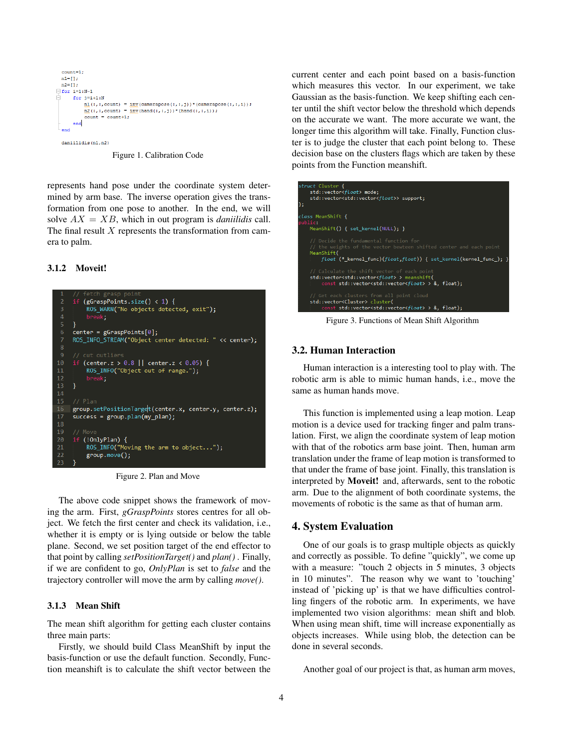```
count=1;
n1=[];
n2=[];
for i=1:N-1
    for j=i+1:N
        n1(:,:,count) = inv(camerapose(:,:,j))*(camerapose(:,:,i));
        n2(:,:,count) = inv(hand(:,:,j))*(hand(:,:,i));
        count = count+1;
    end
end

daniilidis(n1,n2)
```

Figure 1. Calibration Code

represents hand pose under the coordinate system determined by arm base. The inverse operation gives the transformation from one pose to another. In the end, we will solve $AX = XB$, which in out program is *daniilidis* call. The final result $X$ represents the transformation from camera to palm.

### 3.1.2 Moveit!

```
// fetch grasp point
if (gGraspPoints.size() < 1) {
    ROS_WARN("No objects detected, exit");
    break;
}
center = gGraspPoints[0];
ROS_INFO_STREAM("Object center detected: " << center);

// cut outliers
if (center.z > 0.8 || center.z < 0.05) {
    ROS_INFO("Object out of range.");
    break;
}

// Plan
group.setPositionTarget(center.x, center.y, center.z);
success = group.plan(my_plan);

// Move
if (!OnlyPlan) {
    ROS_INFO("Moving the arm to object...");
    group.move();
}
```

Figure 2. Plan and Move

The above code snippet shows the framework of moving the arm. First, *gGraspPoints* stores centres for all object. We fetch the first center and check its validation, i.e., whether it is empty or is lying outside or below the table plane. Second, we set position target of the end effector to that point by calling *setPositionTarget()* and *plan()* . Finally, if we are confident to go, *OnlyPlan* is set to *false* and the trajectory controller will move the arm by calling *move()*.

### 3.1.3 Mean Shift

The mean shift algorithm for getting each cluster contains three main parts:

Firstly, we should build Class MeanShift by input the basis-function or use the default function. Secondly, Function meanshift is to calculate the shift vector between the current center and each point based on a basis-function which measures this vector. In our experiment, we take Gaussian as the basis-function. We keep shifting each center until the shift vector below the threshold which depends on the accurate we want. The more accurate we want, the longer time this algorithm will take. Finally, Function cluster is to judge the cluster that each point belong to. These decision base on the clusters flags which are taken by these points from the Function meanshift.

```
struct Cluster {
    std::vector<float> mode;
    std::vector<std::vector<float>> support;
};

class MeanShift {
public:
    MeanShift() { set_kernel(NULL); }

    // Decide the fundamental function for
    // the weights of the vector bewteen shifted center and each point
    MeanShift(
        float (*_kernel_func)(float,float)) { set_kernel(kernel_func_); }

    // Calculate the shift vector of each point
    std::vector<std::vector<float> > meanshift(
        const std::vector<std::vector<float> > &, float);

    // Get each clusters from all point cloud
    std::vector<Cluster> cluster(
        const std::vector<std::vector<float> > &, float);
```

Figure 3. Functions of Mean Shift Algorithm

## 3.2. Human Interaction

Human interaction is a interesting tool to play with. The robotic arm is able to mimic human hands, i.e., move the same as human hands move.

This function is implemented using a leap motion. Leap motion is a device used for tracking finger and palm translation. First, we align the coordinate system of leap motion with that of the robotics arm base joint. Then, human arm translation under the frame of leap motion is transformed to that under the frame of base joint. Finally, this translation is interpreted by **Moveit!** and, afterwards, sent to the robotic arm. Due to the alignment of both coordinate systems, the movements of robotic is the same as that of human arm.

# 4. System Evaluation

One of our goals is to grasp multiple objects as quickly and correctly as possible. To define "quickly", we come up with a measure: "touch 2 objects in 5 minutes, 3 objects in 10 minutes". The reason why we want to 'touching' instead of 'picking up' is that we have difficulties controlling fingers of the robotic arm. In experiments, we have implemented two vision algorithms: mean shift and blob. When using mean shift, time will increase exponentially as objects increases. While using blob, the detection can be done in several seconds.

Another goal of our project is that, as human arm moves,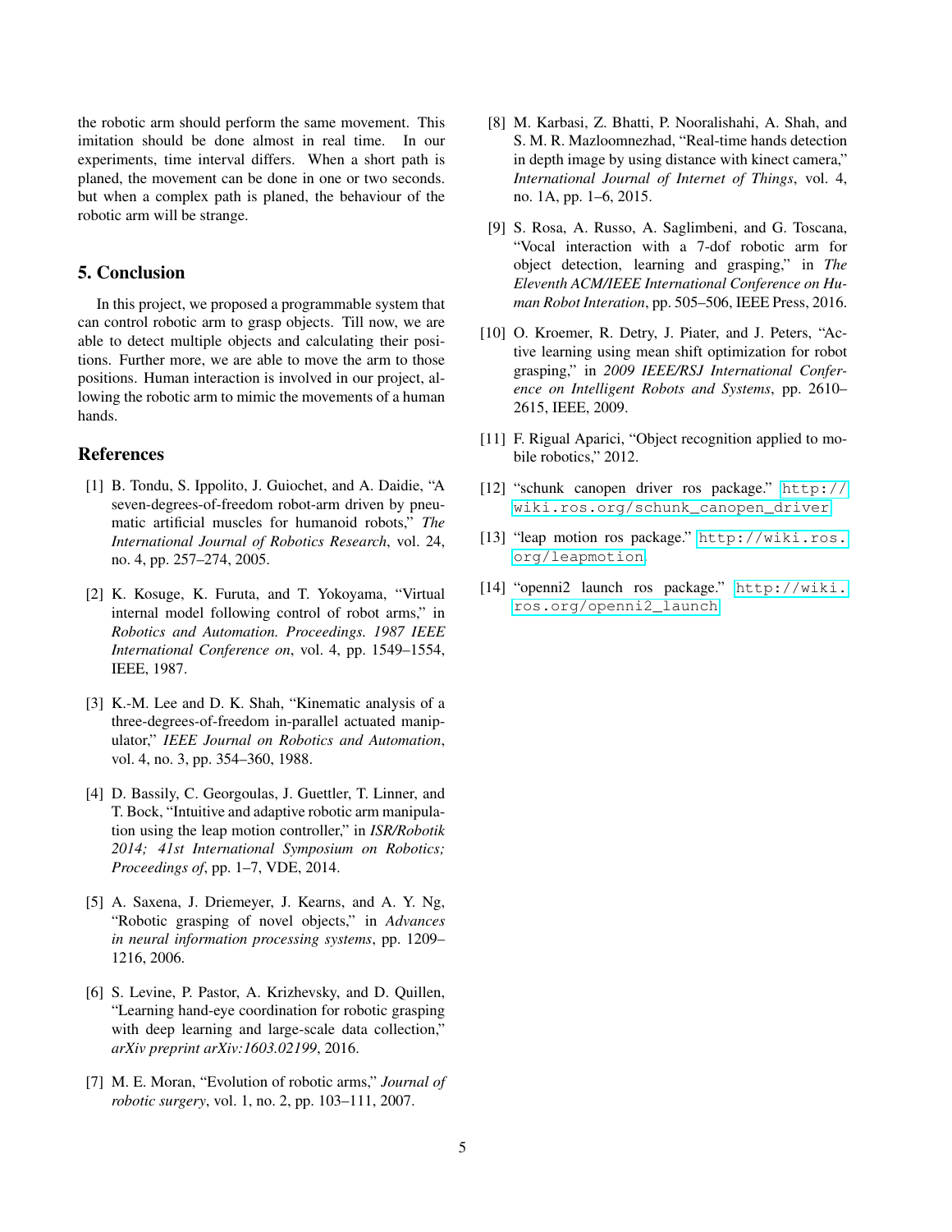the robotic arm should perform the same movement. This imitation should be done almost in real time. In our experiments, time interval differs. When a short path is planed, the movement can be done in one or two seconds. but when a complex path is planed, the behaviour of the robotic arm will be strange.

## 5. Conclusion

In this project, we proposed a programmable system that can control robotic arm to grasp objects. Till now, we are able to detect multiple objects and calculating their positions. Further more, we are able to move the arm to those positions. Human interaction is involved in our project, allowing the robotic arm to mimic the movements of a human hands.

## References

[1] B. Tondu, S. Ippolito, J. Guiochet, and A. Daidie, "A seven-degrees-of-freedom robot-arm driven by pneumatic artificial muscles for humanoid robots," *The International Journal of Robotics Research*, vol. 24, no. 4, pp. 257–274, 2005.

[2] K. Kosuge, K. Furuta, and T. Yokoyama, "Virtual internal model following control of robot arms," in *Robotics and Automation. Proceedings. 1987 IEEE International Conference on*, vol. 4, pp. 1549–1554, IEEE, 1987.

[3] K.-M. Lee and D. K. Shah, "Kinematic analysis of a three-degrees-of-freedom in-parallel actuated manipulator," *IEEE Journal on Robotics and Automation*, vol. 4, no. 3, pp. 354–360, 1988.

[4] D. Bassily, C. Georgoulas, J. Guettler, T. Linner, and T. Bock, "Intuitive and adaptive robotic arm manipulation using the leap motion controller," in *ISR/Robotik 2014; 41st International Symposium on Robotics; Proceedings of*, pp. 1–7, VDE, 2014.

[5] A. Saxena, J. Driemeyer, J. Kearns, and A. Y. Ng, "Robotic grasping of novel objects," in *Advances in neural information processing systems*, pp. 1209–1216, 2006.

[6] S. Levine, P. Pastor, A. Krizhevsky, and D. Quillen, "Learning hand-eye coordination for robotic grasping with deep learning and large-scale data collection," *arXiv preprint arXiv:1603.02199*, 2016.

[7] M. E. Moran, "Evolution of robotic arms," *Journal of robotic surgery*, vol. 1, no. 2, pp. 103–111, 2007.

[8] M. Karbasi, Z. Bhatti, P. Nooralishahi, A. Shah, and S. M. R. Mazloomnezhad, "Real-time hands detection in depth image by using distance with kinect camera," *International Journal of Internet of Things*, vol. 4, no. 1A, pp. 1–6, 2015.

[9] S. Rosa, A. Russo, A. Saglimbeni, and G. Toscana, "Vocal interaction with a 7-dof robotic arm for object detection, learning and grasping," in *The Eleventh ACM/IEEE International Conference on Human Robot Interation*, pp. 505–506, IEEE Press, 2016.

[10] O. Kroemer, R. Detry, J. Piater, and J. Peters, "Active learning using mean shift optimization for robot grasping," in *2009 IEEE/RSJ International Conference on Intelligent Robots and Systems*, pp. 2610–2615, IEEE, 2009.

[11] F. Rigual Aparici, "Object recognition applied to mobile robotics," 2012.

[12] "schunk canopen driver ros package." http://wiki.ros.org/schunk_canopen_driver.

[13] "leap motion ros package." http://wiki.ros.org/leapmotion.

[14] "openni2 launch ros package." http://wiki.ros.org/openni2_launch.